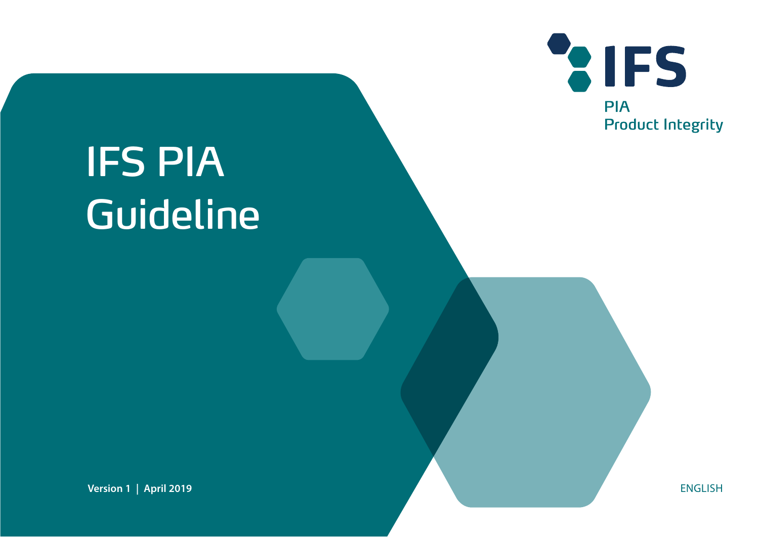IFS

PIA
Product Integrity

# IFS PIA Guideline

**Version 1 | April 2019**

ENGLISH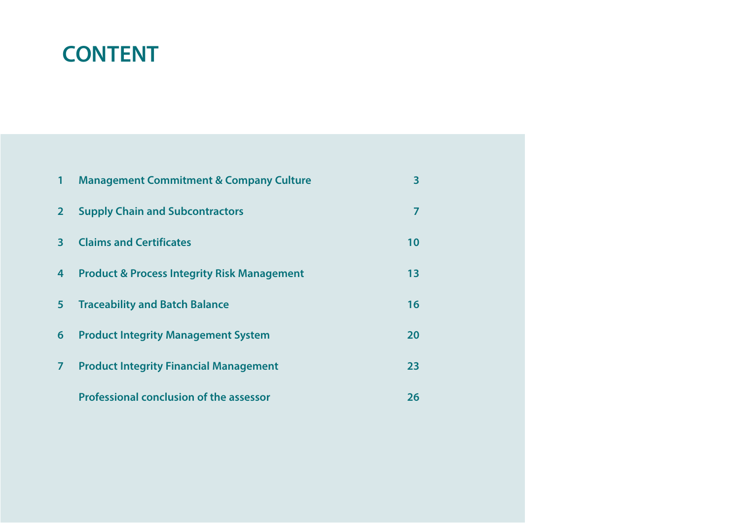# CONTENT

| | | |
|---|---|---|
| 1 | Management Commitment & Company Culture | 3 |
| 2 | Supply Chain and Subcontractors | 7 |
| 3 | Claims and Certificates | 10 |
| 4 | Product & Process Integrity Risk Management | 13 |
| 5 | Traceability and Batch Balance | 16 |
| 6 | Product Integrity Management System | 20 |
| 7 | Product Integrity Financial Management | 23 |
| | Professional conclusion of the assessor | 26 |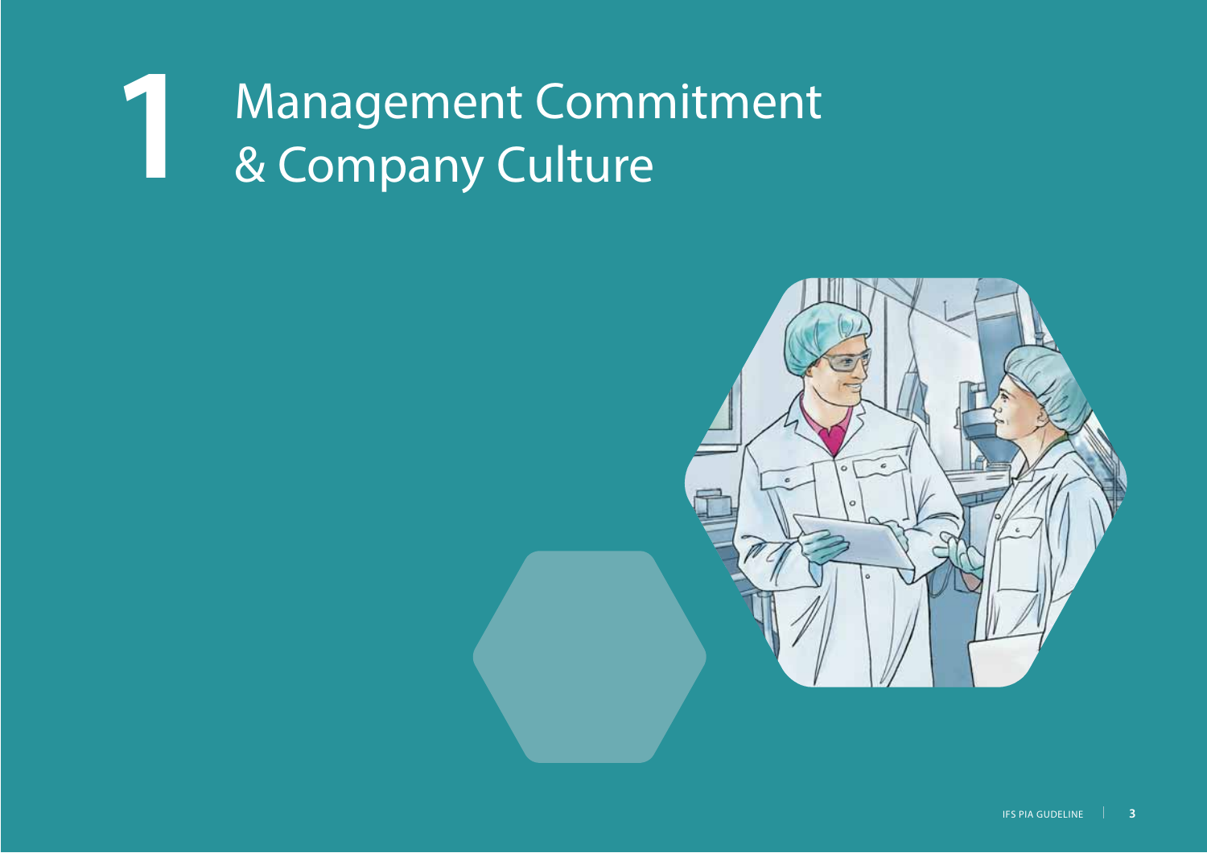# 1 Management Commitment & Company Culture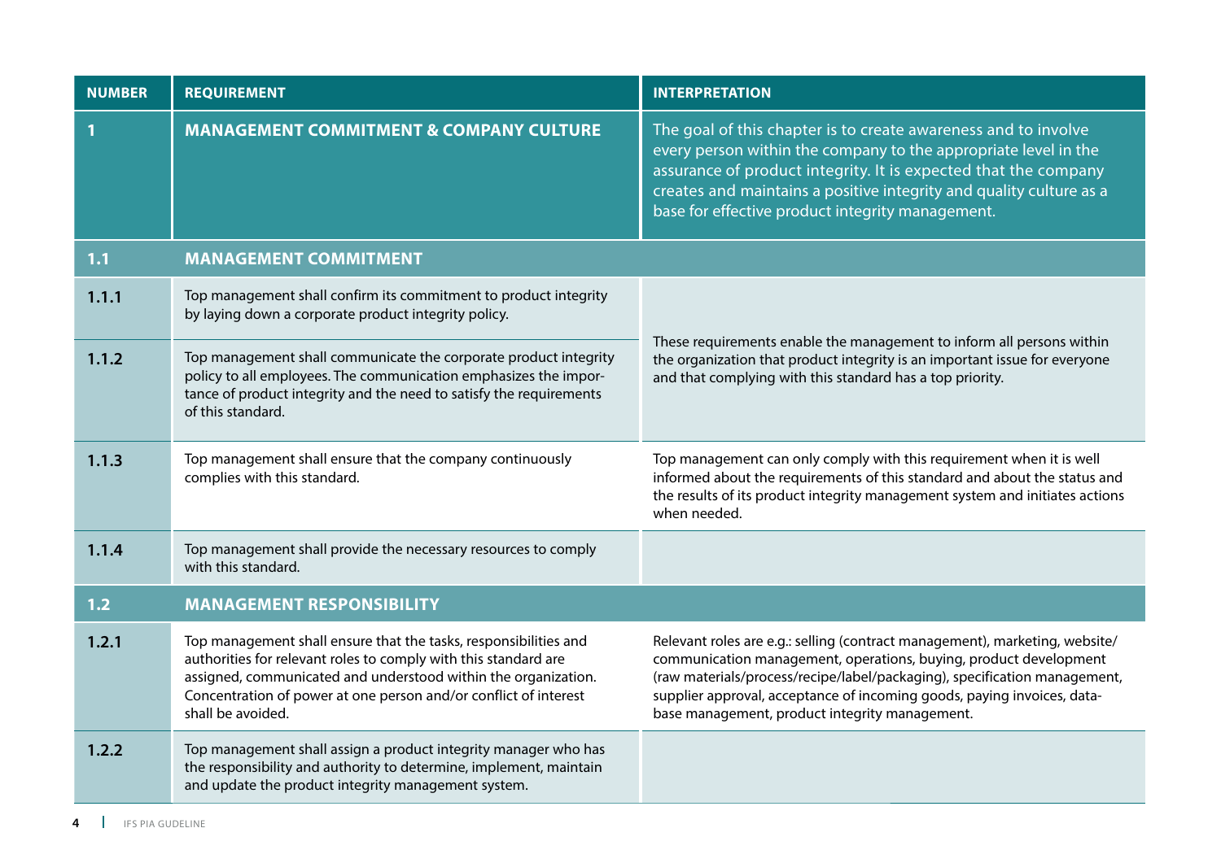| NUMBER | REQUIREMENT | INTERPRETATION |
|---|---|---|
| **1** | **MANAGEMENT COMMITMENT & COMPANY CULTURE** | The goal of this chapter is to create awareness and to involve every person within the company to the appropriate level in the assurance of product integrity. It is expected that the company creates and maintains a positive integrity and quality culture as a base for effective product integrity management. |
| **1.1** | **MANAGEMENT COMMITMENT** | |
| **1.1.1** | Top management shall confirm its commitment to product integrity by laying down a corporate product integrity policy. | These requirements enable the management to inform all persons within the organization that product integrity is an important issue for everyone and that complying with this standard has a top priority. |
| **1.1.2** | Top management shall communicate the corporate product integrity policy to all employees. The communication emphasizes the importance of product integrity and the need to satisfy the requirements of this standard. | |
| **1.1.3** | Top management shall ensure that the company continuously complies with this standard. | Top management can only comply with this requirement when it is well informed about the requirements of this standard and about the status and the results of its product integrity management system and initiates actions when needed. |
| **1.1.4** | Top management shall provide the necessary resources to comply with this standard. | |
| **1.2** | **MANAGEMENT RESPONSIBILITY** | |
| **1.2.1** | Top management shall ensure that the tasks, responsibilities and authorities for relevant roles to comply with this standard are assigned, communicated and understood within the organization. Concentration of power at one person and/or conflict of interest shall be avoided. | Relevant roles are e.g.: selling (contract management), marketing, website/communication management, operations, buying, product development (raw materials/process/recipe/label/packaging), specification management, supplier approval, acceptance of incoming goods, paying invoices, database management, product integrity management. |
| **1.2.2** | Top management shall assign a product integrity manager who has the responsibility and authority to determine, implement, maintain and update the product integrity management system. | |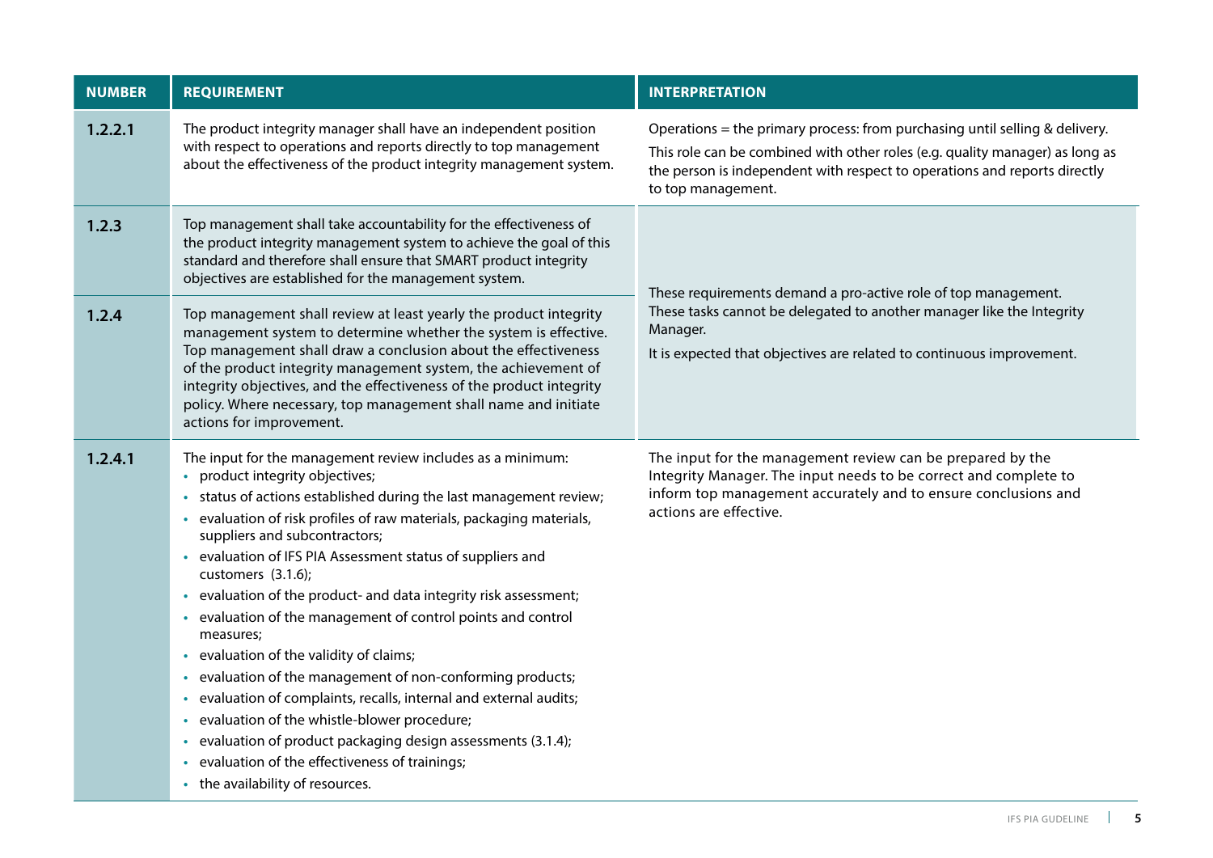| NUMBER | REQUIREMENT | INTERPRETATION |
|---|---|---|
| 1.2.2.1 | The product integrity manager shall have an independent position with respect to operations and reports directly to top management about the effectiveness of the product integrity management system. | Operations = the primary process: from purchasing until selling & delivery.<br>This role can be combined with other roles (e.g. quality manager) as long as the person is independent with respect to operations and reports directly to top management. |
| 1.2.3 | Top management shall take accountability for the effectiveness of the product integrity management system to achieve the goal of this standard and therefore shall ensure that SMART product integrity objectives are established for the management system. | These requirements demand a pro-active role of top management. These tasks cannot be delegated to another manager like the Integrity Manager.<br>It is expected that objectives are related to continuous improvement. |
| 1.2.4 | Top management shall review at least yearly the product integrity management system to determine whether the system is effective. Top management shall draw a conclusion about the effectiveness of the product integrity management system, the achievement of integrity objectives, and the effectiveness of the product integrity policy. Where necessary, top management shall name and initiate actions for improvement. | |
| 1.2.4.1 | The input for the management review includes as a minimum:<br>• product integrity objectives;<br>• status of actions established during the last management review;<br>• evaluation of risk profiles of raw materials, packaging materials, suppliers and subcontractors;<br>• evaluation of IFS PIA Assessment status of suppliers and customers (3.1.6);<br>• evaluation of the product- and data integrity risk assessment;<br>• evaluation of the management of control points and control measures;<br>• evaluation of the validity of claims;<br>• evaluation of the management of non-conforming products;<br>• evaluation of complaints, recalls, internal and external audits;<br>• evaluation of the whistle-blower procedure;<br>• evaluation of product packaging design assessments (3.1.4);<br>• evaluation of the effectiveness of trainings;<br>• the availability of resources. | The input for the management review can be prepared by the Integrity Manager. The input needs to be correct and complete to inform top management accurately and to ensure conclusions and actions are effective. |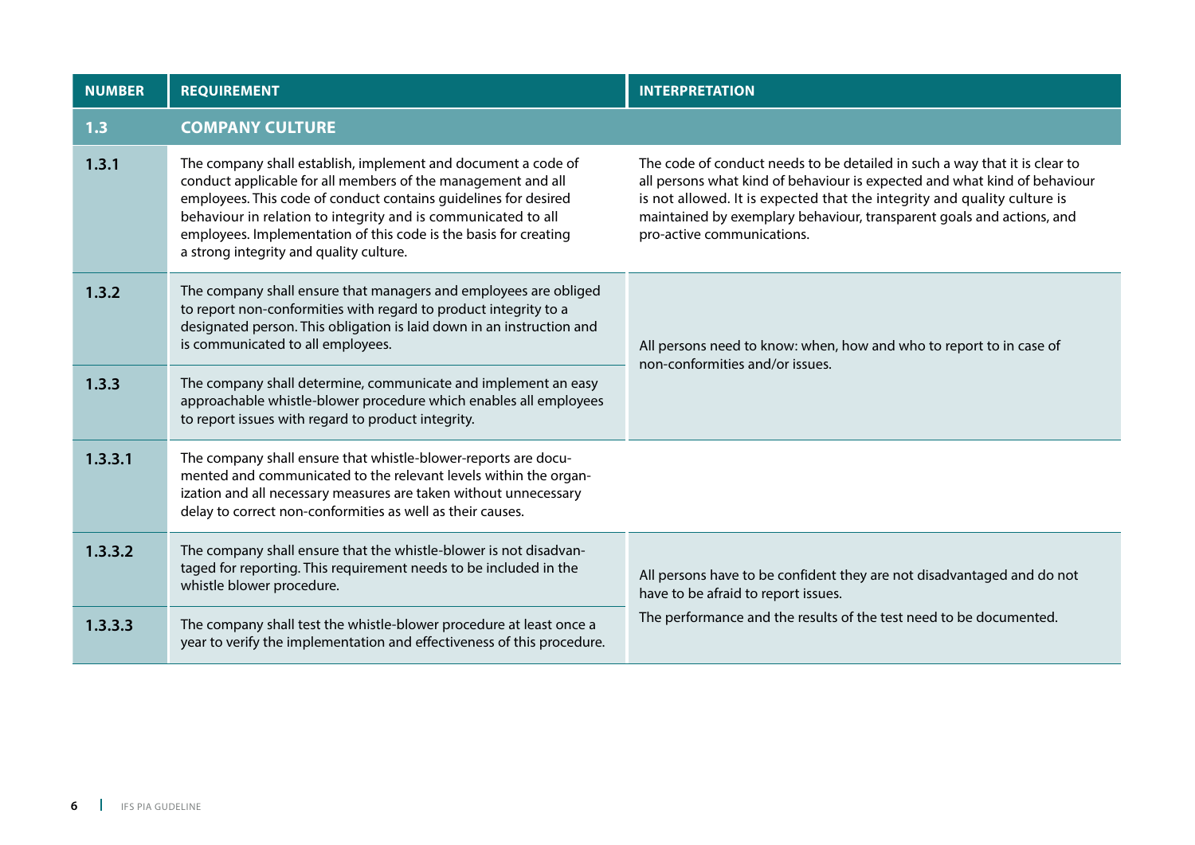| NUMBER | REQUIREMENT | INTERPRETATION |
|---|---|---|
| **1.3** | **COMPANY CULTURE** | |
| **1.3.1** | The company shall establish, implement and document a code of conduct applicable for all members of the management and all employees. This code of conduct contains guidelines for desired behaviour in relation to integrity and is communicated to all employees. Implementation of this code is the basis for creating a strong integrity and quality culture. | The code of conduct needs to be detailed in such a way that it is clear to all persons what kind of behaviour is expected and what kind of behaviour is not allowed. It is expected that the integrity and quality culture is maintained by exemplary behaviour, transparent goals and actions, and pro-active communications. |
| **1.3.2** | The company shall ensure that managers and employees are obliged to report non-conformities with regard to product integrity to a designated person. This obligation is laid down in an instruction and is communicated to all employees. | All persons need to know: when, how and who to report to in case of non-conformities and/or issues. |
| **1.3.3** | The company shall determine, communicate and implement an easy approachable whistle-blower procedure which enables all employees to report issues with regard to product integrity. | |
| **1.3.3.1** | The company shall ensure that whistle-blower-reports are documented and communicated to the relevant levels within the organization and all necessary measures are taken without unnecessary delay to correct non-conformities as well as their causes. | |
| **1.3.3.2** | The company shall ensure that the whistle-blower is not disadvantaged for reporting. This requirement needs to be included in the whistle blower procedure. | All persons have to be confident they are not disadvantaged and do not have to be afraid to report issues.<br>The performance and the results of the test need to be documented. |
| **1.3.3.3** | The company shall test the whistle-blower procedure at least once a year to verify the implementation and effectiveness of this procedure. | |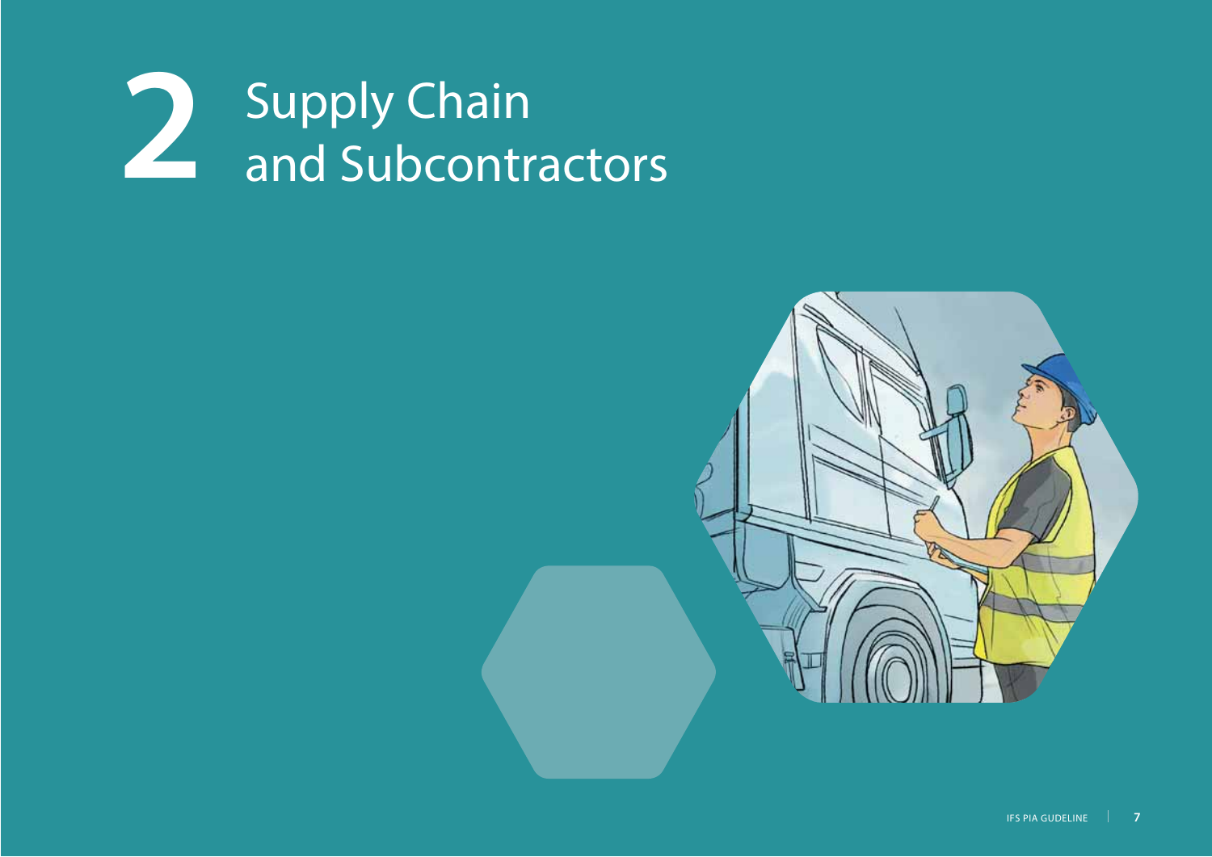# 2 Supply Chain and Subcontractors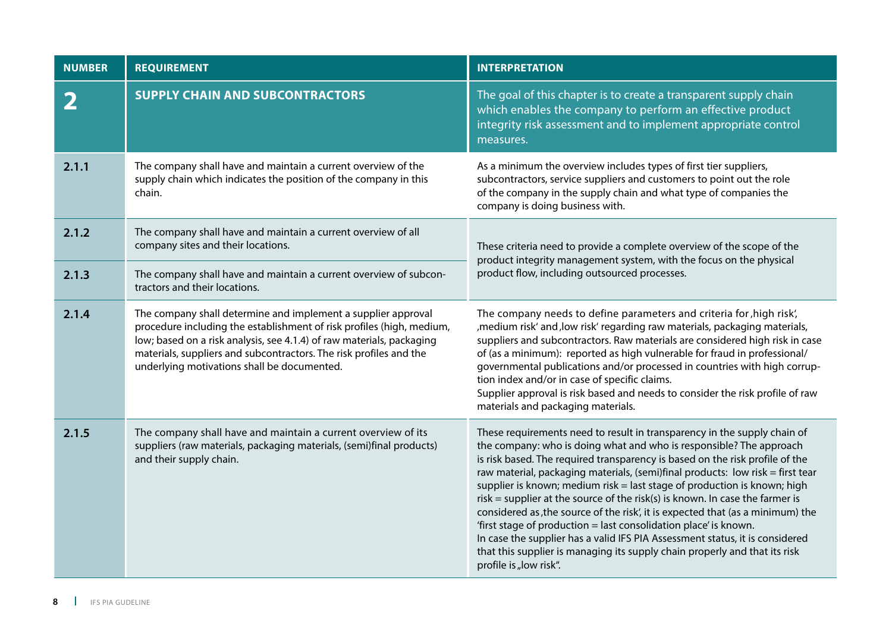| NUMBER | REQUIREMENT | INTERPRETATION |
|---|---|---|
| **2** | **SUPPLY CHAIN AND SUBCONTRACTORS** | The goal of this chapter is to create a transparent supply chain which enables the company to perform an effective product integrity risk assessment and to implement appropriate control measures. |
| **2.1.1** | The company shall have and maintain a current overview of the supply chain which indicates the position of the company in this chain. | As a minimum the overview includes types of first tier suppliers, subcontractors, service suppliers and customers to point out the role of the company in the supply chain and what type of companies the company is doing business with. |
| **2.1.2** | The company shall have and maintain a current overview of all company sites and their locations. | These criteria need to provide a complete overview of the scope of the product integrity management system, with the focus on the physical product flow, including outsourced processes. |
| **2.1.3** | The company shall have and maintain a current overview of subcontractors and their locations. | |
| **2.1.4** | The company shall determine and implement a supplier approval procedure including the establishment of risk profiles (high, medium, low; based on a risk analysis, see 4.1.4) of raw materials, packaging materials, suppliers and subcontractors. The risk profiles and the underlying motivations shall be documented. | The company needs to define parameters and criteria for ‚high risk', ‚medium risk' and ‚low risk' regarding raw materials, packaging materials, suppliers and subcontractors. Raw materials are considered high risk in case of (as a minimum): reported as high vulnerable for fraud in professional/governmental publications and/or processed in countries with high corruption index and/or in case of specific claims.<br>Supplier approval is risk based and needs to consider the risk profile of raw materials and packaging materials. |
| **2.1.5** | The company shall have and maintain a current overview of its suppliers (raw materials, packaging materials, (semi)final products) and their supply chain. | These requirements need to result in transparency in the supply chain of the company: who is doing what and who is responsible? The approach is risk based. The required transparency is based on the risk profile of the raw material, packaging materials, (semi)final products: low risk = first tear supplier is known; medium risk = last stage of production is known; high risk = supplier at the source of the risk(s) is known. In case the farmer is considered as ‚the source of the risk', it is expected that (as a minimum) the 'first stage of production = last consolidation place' is known.<br>In case the supplier has a valid IFS PIA Assessment status, it is considered that this supplier is managing its supply chain properly and that its risk profile is „low risk". |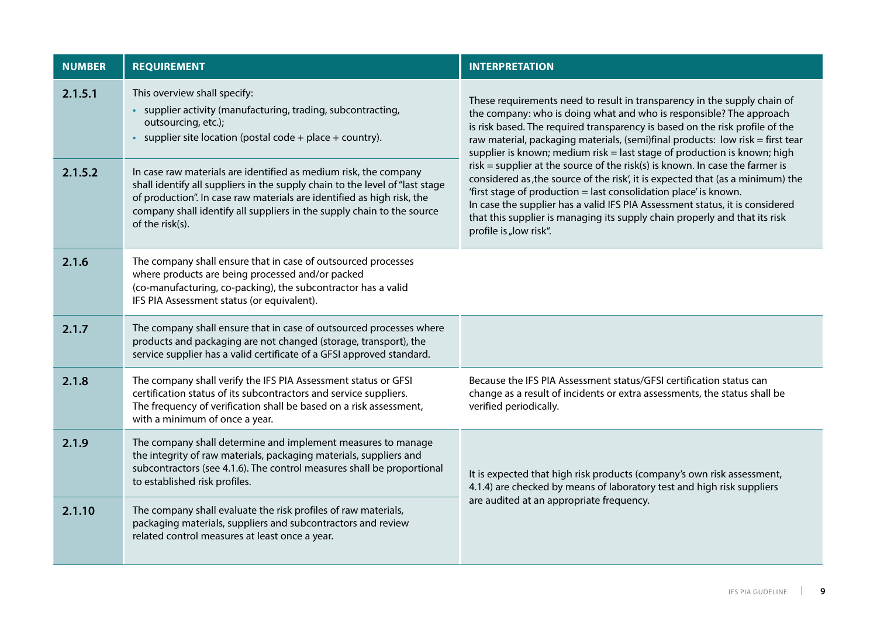| NUMBER | REQUIREMENT | INTERPRETATION |
|---|---|---|
| 2.1.5.1 | This overview shall specify:<br>• supplier activity (manufacturing, trading, subcontracting, outsourcing, etc.);<br>• supplier site location (postal code + place + country). | These requirements need to result in transparency in the supply chain of the company: who is doing what and who is responsible? The approach is risk based. The required transparency is based on the risk profile of the raw material, packaging materials, (semi)final products: low risk = first tear supplier is known; medium risk = last stage of production is known; high risk = supplier at the source of the risk(s) is known. In case the farmer is considered as ‚the source of the risk', it is expected that (as a minimum) the 'first stage of production = last consolidation place' is known.<br>In case the supplier has a valid IFS PIA Assessment status, it is considered that this supplier is managing its supply chain properly and that its risk profile is „low risk". |
| 2.1.5.2 | In case raw materials are identified as medium risk, the company shall identify all suppliers in the supply chain to the level of "last stage of production". In case raw materials are identified as high risk, the company shall identify all suppliers in the supply chain to the source of the risk(s). | |
| 2.1.6 | The company shall ensure that in case of outsourced processes where products are being processed and/or packed (co-manufacturing, co-packing), the subcontractor has a valid IFS PIA Assessment status (or equivalent). | |
| 2.1.7 | The company shall ensure that in case of outsourced processes where products and packaging are not changed (storage, transport), the service supplier has a valid certificate of a GFSI approved standard. | |
| 2.1.8 | The company shall verify the IFS PIA Assessment status or GFSI certification status of its subcontractors and service suppliers. The frequency of verification shall be based on a risk assessment, with a minimum of once a year. | Because the IFS PIA Assessment status/GFSI certification status can change as a result of incidents or extra assessments, the status shall be verified periodically. |
| 2.1.9 | The company shall determine and implement measures to manage the integrity of raw materials, packaging materials, suppliers and subcontractors (see 4.1.6). The control measures shall be proportional to established risk profiles. | It is expected that high risk products (company's own risk assessment, 4.1.4) are checked by means of laboratory test and high risk suppliers are audited at an appropriate frequency. |
| 2.1.10 | The company shall evaluate the risk profiles of raw materials, packaging materials, suppliers and subcontractors and review related control measures at least once a year. | |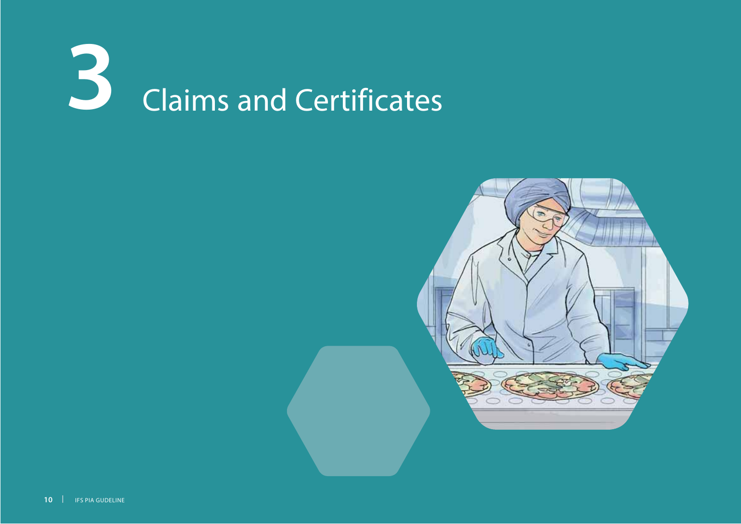# 3 Claims and Certificates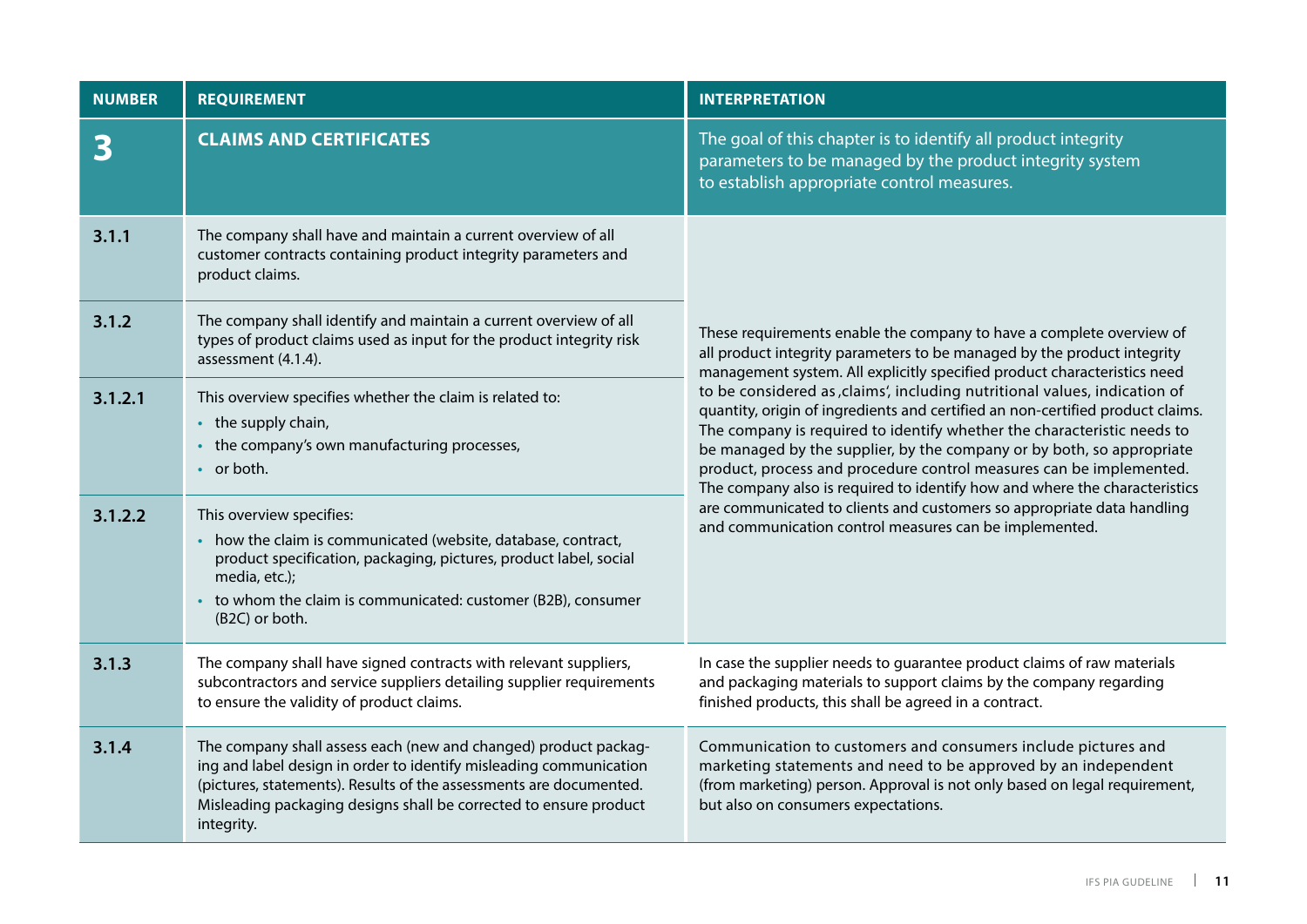| NUMBER | REQUIREMENT | INTERPRETATION |
|---|---|---|
| **3** | **CLAIMS AND CERTIFICATES** | The goal of this chapter is to identify all product integrity parameters to be managed by the product integrity system to establish appropriate control measures. |
| **3.1.1** | The company shall have and maintain a current overview of all customer contracts containing product integrity parameters and product claims. | These requirements enable the company to have a complete overview of all product integrity parameters to be managed by the product integrity management system. All explicitly specified product characteristics need to be considered as ‚claims', including nutritional values, indication of quantity, origin of ingredients and certified an non-certified product claims. The company is required to identify whether the characteristic needs to be managed by the supplier, by the company or by both, so appropriate product, process and procedure control measures can be implemented. The company also is required to identify how and where the characteristics are communicated to clients and customers so appropriate data handling and communication control measures can be implemented. |
| **3.1.2** | The company shall identify and maintain a current overview of all types of product claims used as input for the product integrity risk assessment (4.1.4). | |
| **3.1.2.1** | This overview specifies whether the claim is related to:<br>• the supply chain,<br>• the company's own manufacturing processes,<br>• or both. | |
| **3.1.2.2** | This overview specifies:<br>• how the claim is communicated (website, database, contract, product specification, packaging, pictures, product label, social media, etc.);<br>• to whom the claim is communicated: customer (B2B), consumer (B2C) or both. | |
| **3.1.3** | The company shall have signed contracts with relevant suppliers, subcontractors and service suppliers detailing supplier requirements to ensure the validity of product claims. | In case the supplier needs to guarantee product claims of raw materials and packaging materials to support claims by the company regarding finished products, this shall be agreed in a contract. |
| **3.1.4** | The company shall assess each (new and changed) product packaging and label design in order to identify misleading communication (pictures, statements). Results of the assessments are documented. Misleading packaging designs shall be corrected to ensure product integrity. | Communication to customers and consumers include pictures and marketing statements and need to be approved by an independent (from marketing) person. Approval is not only based on legal requirement, but also on consumers expectations. |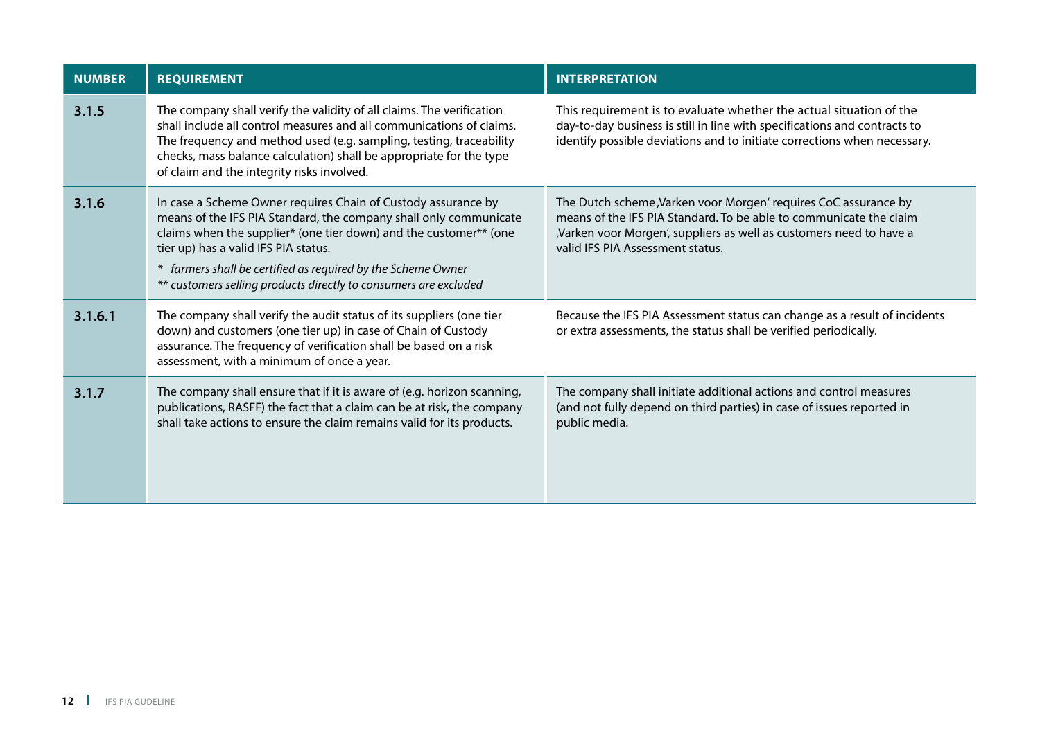| NUMBER | REQUIREMENT | INTERPRETATION |
| --- | --- | --- |
| **3.1.5** | The company shall verify the validity of all claims. The verification shall include all control measures and all communications of claims. The frequency and method used (e.g. sampling, testing, traceability checks, mass balance calculation) shall be appropriate for the type of claim and the integrity risks involved. | This requirement is to evaluate whether the actual situation of the day-to-day business is still in line with specifications and contracts to identify possible deviations and to initiate corrections when necessary. |
| **3.1.6** | In case a Scheme Owner requires Chain of Custody assurance by means of the IFS PIA Standard, the company shall only communicate claims when the supplier* (one tier down) and the customer** (one tier up) has a valid IFS PIA status.<br>*\* farmers shall be certified as required by the Scheme Owner*<br>*\*\* customers selling products directly to consumers are excluded* | The Dutch scheme ‚Varken voor Morgen' requires CoC assurance by means of the IFS PIA Standard. To be able to communicate the claim ‚Varken voor Morgen', suppliers as well as customers need to have a valid IFS PIA Assessment status. |
| **3.1.6.1** | The company shall verify the audit status of its suppliers (one tier down) and customers (one tier up) in case of Chain of Custody assurance. The frequency of verification shall be based on a risk assessment, with a minimum of once a year. | Because the IFS PIA Assessment status can change as a result of incidents or extra assessments, the status shall be verified periodically. |
| **3.1.7** | The company shall ensure that if it is aware of (e.g. horizon scanning, publications, RASFF) the fact that a claim can be at risk, the company shall take actions to ensure the claim remains valid for its products. | The company shall initiate additional actions and control measures (and not fully depend on third parties) in case of issues reported in public media. |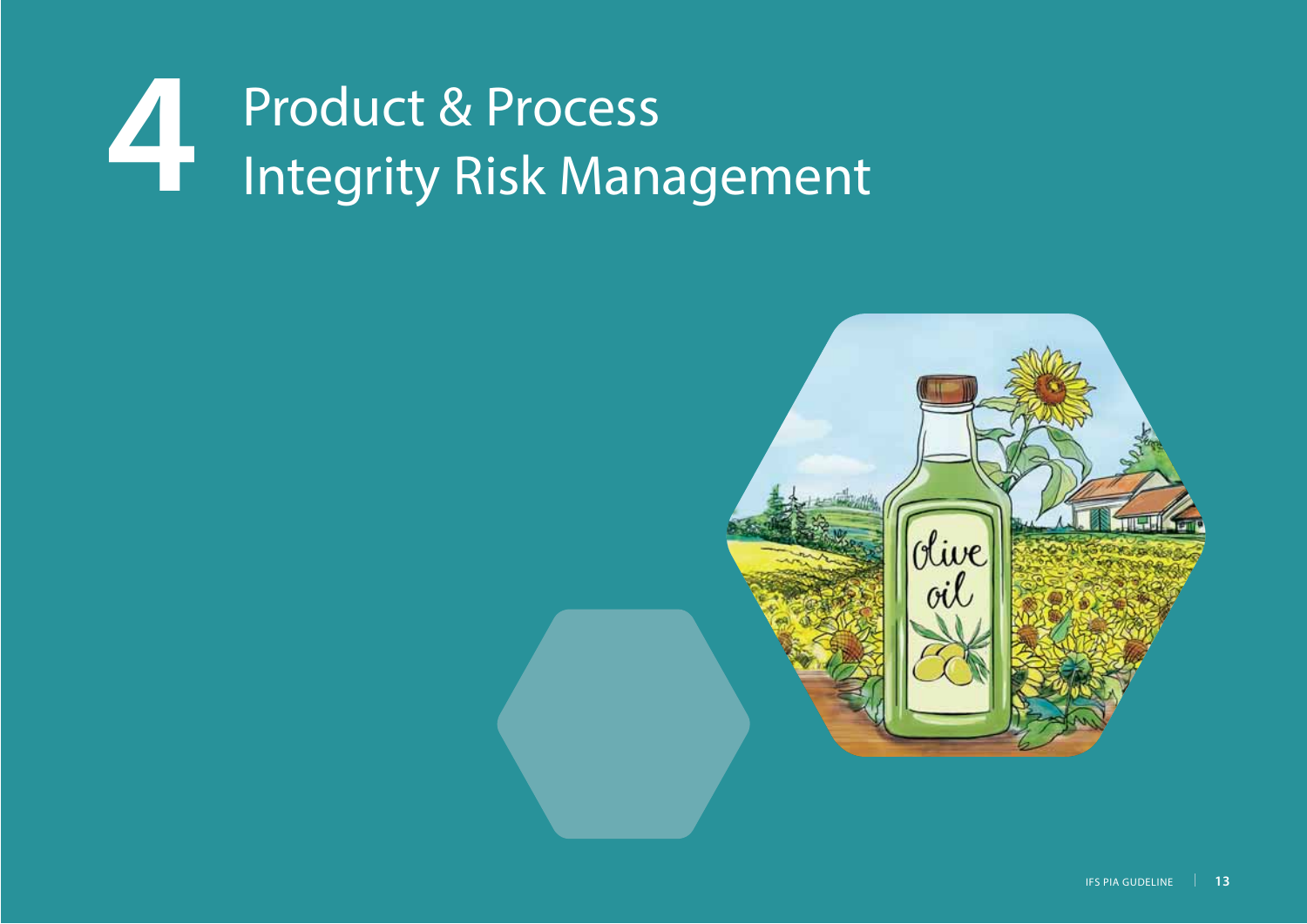# 4 Product & Process Integrity Risk Management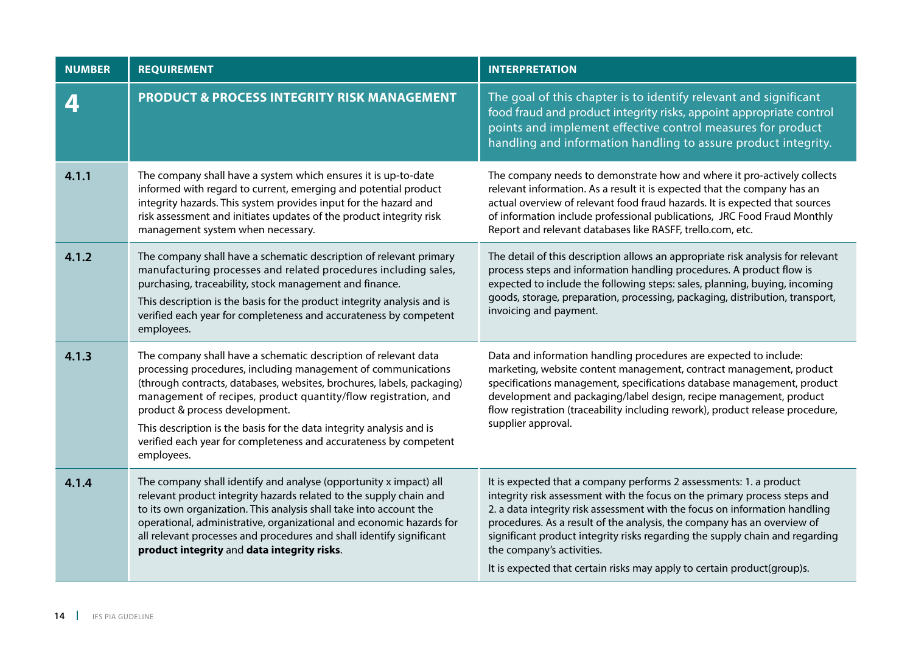| NUMBER | REQUIREMENT | INTERPRETATION |
|---|---|---|
| **4** | **PRODUCT & PROCESS INTEGRITY RISK MANAGEMENT** | The goal of this chapter is to identify relevant and significant food fraud and product integrity risks, appoint appropriate control points and implement effective control measures for product handling and information handling to assure product integrity. |
| **4.1.1** | The company shall have a system which ensures it is up-to-date informed with regard to current, emerging and potential product integrity hazards. This system provides input for the hazard and risk assessment and initiates updates of the product integrity risk management system when necessary. | The company needs to demonstrate how and where it pro-actively collects relevant information. As a result it is expected that the company has an actual overview of relevant food fraud hazards. It is expected that sources of information include professional publications, JRC Food Fraud Monthly Report and relevant databases like RASFF, trello.com, etc. |
| **4.1.2** | The company shall have a schematic description of relevant primary manufacturing processes and related procedures including sales, purchasing, traceability, stock management and finance.<br>This description is the basis for the product integrity analysis and is verified each year for completeness and accurateness by competent employees. | The detail of this description allows an appropriate risk analysis for relevant process steps and information handling procedures. A product flow is expected to include the following steps: sales, planning, buying, incoming goods, storage, preparation, processing, packaging, distribution, transport, invoicing and payment. |
| **4.1.3** | The company shall have a schematic description of relevant data processing procedures, including management of communications (through contracts, databases, websites, brochures, labels, packaging) management of recipes, product quantity/flow registration, and product & process development.<br>This description is the basis for the data integrity analysis and is verified each year for completeness and accurateness by competent employees. | Data and information handling procedures are expected to include: marketing, website content management, contract management, product specifications management, specifications database management, product development and packaging/label design, recipe management, product flow registration (traceability including rework), product release procedure, supplier approval. |
| **4.1.4** | The company shall identify and analyse (opportunity x impact) all relevant product integrity hazards related to the supply chain and to its own organization. This analysis shall take into account the operational, administrative, organizational and economic hazards for all relevant processes and procedures and shall identify significant **product integrity** and **data integrity risks**. | It is expected that a company performs 2 assessments: 1. a product integrity risk assessment with the focus on the primary process steps and 2. a data integrity risk assessment with the focus on information handling procedures. As a result of the analysis, the company has an overview of significant product integrity risks regarding the supply chain and regarding the company's activities.<br>It is expected that certain risks may apply to certain product(group)s. |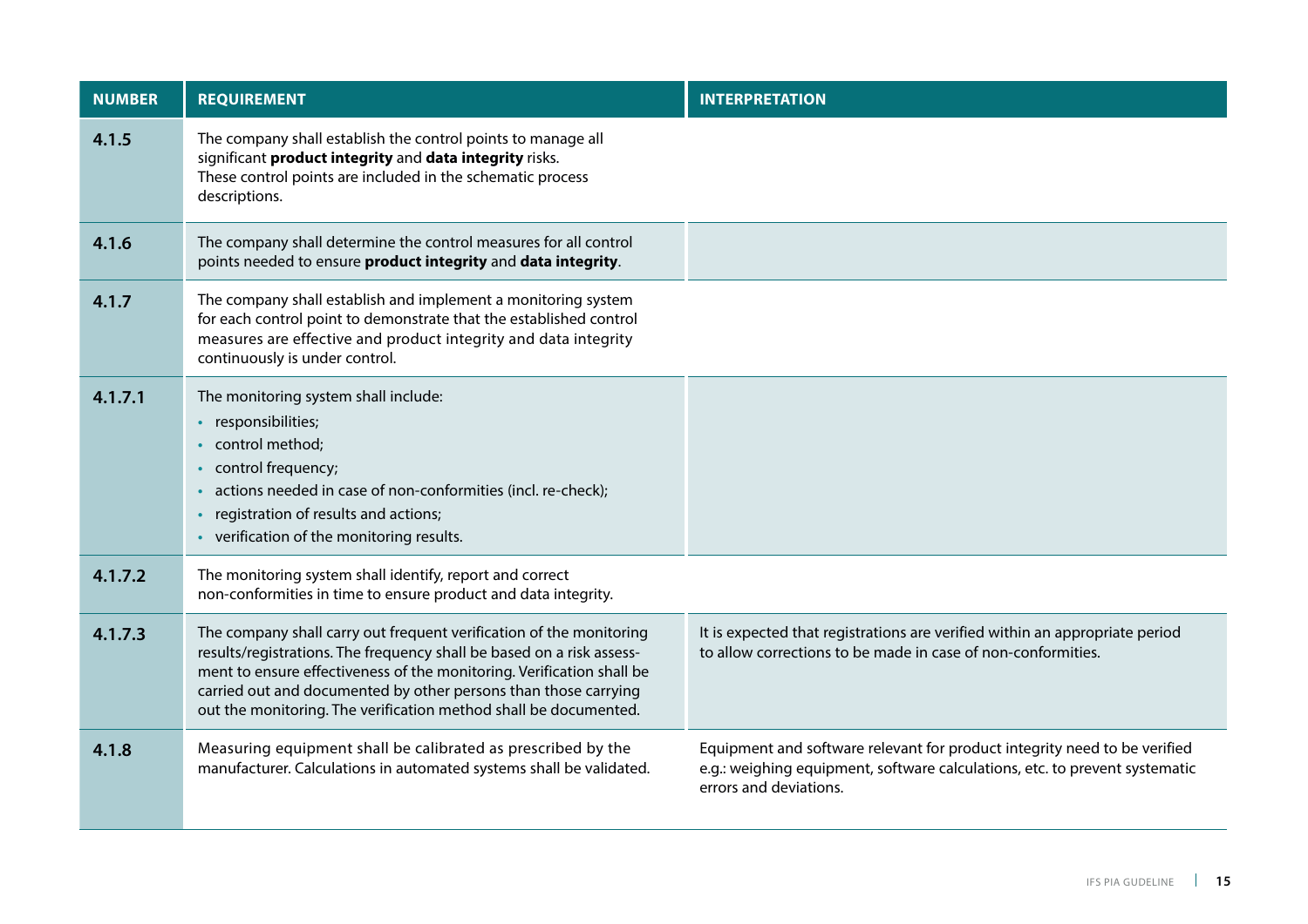| NUMBER | REQUIREMENT | INTERPRETATION |
|---|---|---|
| 4.1.5 | The company shall establish the control points to manage all significant **product integrity** and **data integrity** risks. These control points are included in the schematic process descriptions. | |
| 4.1.6 | The company shall determine the control measures for all control points needed to ensure **product integrity** and **data integrity**. | |
| 4.1.7 | The company shall establish and implement a monitoring system for each control point to demonstrate that the established control measures are effective and product integrity and data integrity continuously is under control. | |
| 4.1.7.1 | The monitoring system shall include:<br>• responsibilities;<br>• control method;<br>• control frequency;<br>• actions needed in case of non-conformities (incl. re-check);<br>• registration of results and actions;<br>• verification of the monitoring results. | |
| 4.1.7.2 | The monitoring system shall identify, report and correct non-conformities in time to ensure product and data integrity. | |
| 4.1.7.3 | The company shall carry out frequent verification of the monitoring results/registrations. The frequency shall be based on a risk assessment to ensure effectiveness of the monitoring. Verification shall be carried out and documented by other persons than those carrying out the monitoring. The verification method shall be documented. | It is expected that registrations are verified within an appropriate period to allow corrections to be made in case of non-conformities. |
| 4.1.8 | Measuring equipment shall be calibrated as prescribed by the manufacturer. Calculations in automated systems shall be validated. | Equipment and software relevant for product integrity need to be verified e.g.: weighing equipment, software calculations, etc. to prevent systematic errors and deviations. |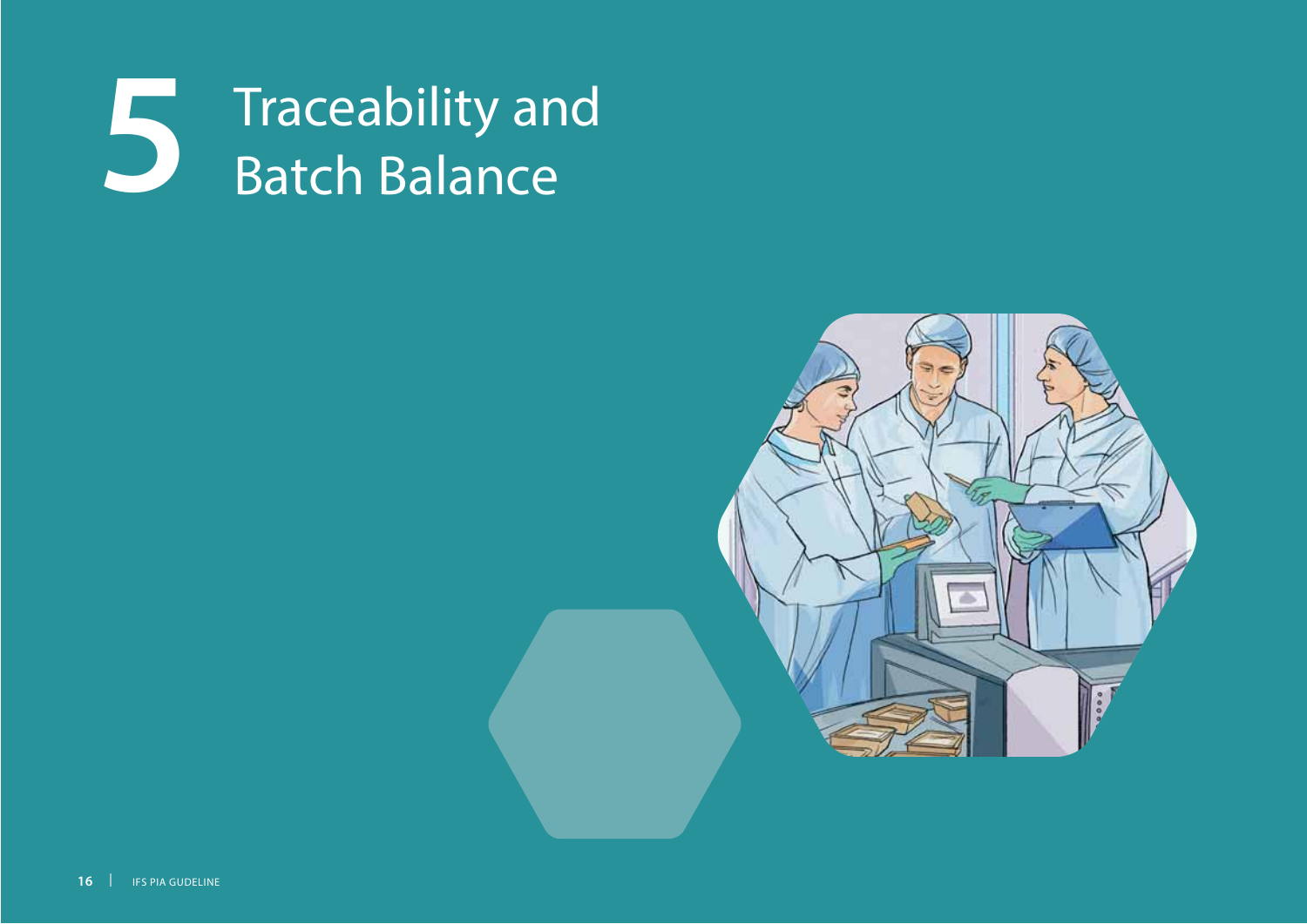# 5 Traceability and Batch Balance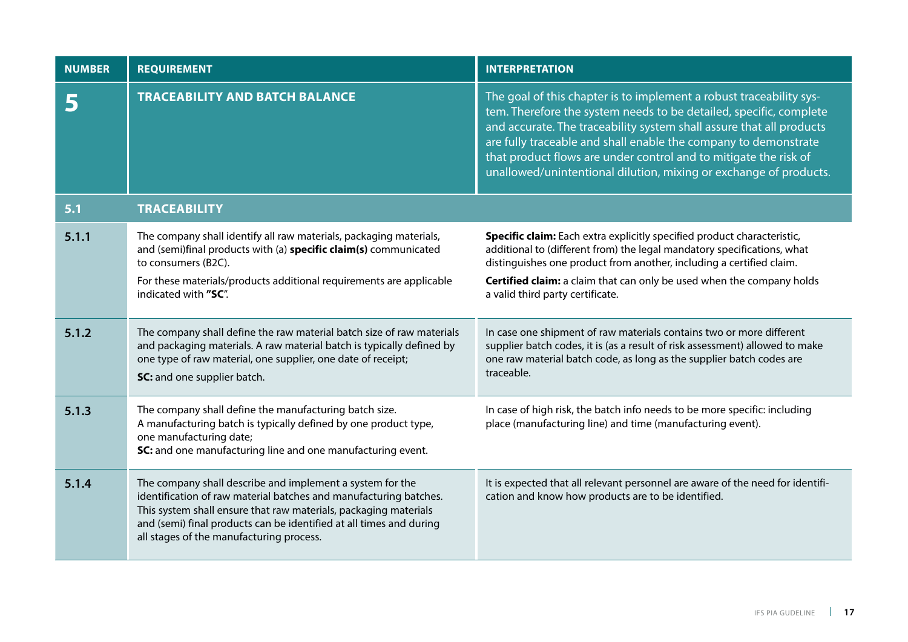| NUMBER | REQUIREMENT | INTERPRETATION |
|---|---|---|
| **5** | **TRACEABILITY AND BATCH BALANCE** | The goal of this chapter is to implement a robust traceability system. Therefore the system needs to be detailed, specific, complete and accurate. The traceability system shall assure that all products are fully traceable and shall enable the company to demonstrate that product flows are under control and to mitigate the risk of unallowed/unintentional dilution, mixing or exchange of products. |
| **5.1** | **TRACEABILITY** | |
| **5.1.1** | The company shall identify all raw materials, packaging materials, and (semi)final products with (a) **specific claim(s)** communicated to consumers (B2C).<br>For these materials/products additional requirements are applicable indicated with **"SC"**. | **Specific claim:** Each extra explicitly specified product characteristic, additional to (different from) the legal mandatory specifications, what distinguishes one product from another, including a certified claim.<br>**Certified claim:** a claim that can only be used when the company holds a valid third party certificate. |
| **5.1.2** | The company shall define the raw material batch size of raw materials and packaging materials. A raw material batch is typically defined by one type of raw material, one supplier, one date of receipt;<br>**SC:** and one supplier batch. | In case one shipment of raw materials contains two or more different supplier batch codes, it is (as a result of risk assessment) allowed to make one raw material batch code, as long as the supplier batch codes are traceable. |
| **5.1.3** | The company shall define the manufacturing batch size. A manufacturing batch is typically defined by one product type, one manufacturing date;<br>**SC:** and one manufacturing line and one manufacturing event. | In case of high risk, the batch info needs to be more specific: including place (manufacturing line) and time (manufacturing event). |
| **5.1.4** | The company shall describe and implement a system for the identification of raw material batches and manufacturing batches. This system shall ensure that raw materials, packaging materials and (semi) final products can be identified at all times and during all stages of the manufacturing process. | It is expected that all relevant personnel are aware of the need for identification and know how products are to be identified. |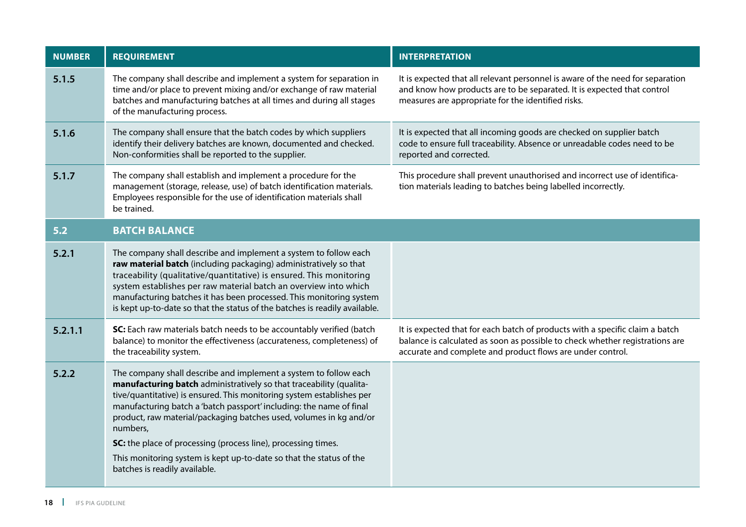| NUMBER | REQUIREMENT | INTERPRETATION |
|---|---|---|
| **5.1.5** | The company shall describe and implement a system for separation in time and/or place to prevent mixing and/or exchange of raw material batches and manufacturing batches at all times and during all stages of the manufacturing process. | It is expected that all relevant personnel is aware of the need for separation and know how products are to be separated. It is expected that control measures are appropriate for the identified risks. |
| **5.1.6** | The company shall ensure that the batch codes by which suppliers identify their delivery batches are known, documented and checked. Non-conformities shall be reported to the supplier. | It is expected that all incoming goods are checked on supplier batch code to ensure full traceability. Absence or unreadable codes need to be reported and corrected. |
| **5.1.7** | The company shall establish and implement a procedure for the management (storage, release, use) of batch identification materials. Employees responsible for the use of identification materials shall be trained. | This procedure shall prevent unauthorised and incorrect use of identification materials leading to batches being labelled incorrectly. |
| **5.2** | **BATCH BALANCE** | |
| **5.2.1** | The company shall describe and implement a system to follow each **raw material batch** (including packaging) administratively so that traceability (qualitative/quantitative) is ensured. This monitoring system establishes per raw material batch an overview into which manufacturing batches it has been processed. This monitoring system is kept up-to-date so that the status of the batches is readily available. | |
| **5.2.1.1** | **SC:** Each raw materials batch needs to be accountably verified (batch balance) to monitor the effectiveness (accurateness, completeness) of the traceability system. | It is expected that for each batch of products with a specific claim a batch balance is calculated as soon as possible to check whether registrations are accurate and complete and product flows are under control. |
| **5.2.2** | The company shall describe and implement a system to follow each **manufacturing batch** administratively so that traceability (qualitative/quantitative) is ensured. This monitoring system establishes per manufacturing batch a 'batch passport' including: the name of final product, raw material/packaging batches used, volumes in kg and/or numbers,<br><br>**SC:** the place of processing (process line), processing times.<br><br>This monitoring system is kept up-to-date so that the status of the batches is readily available. | |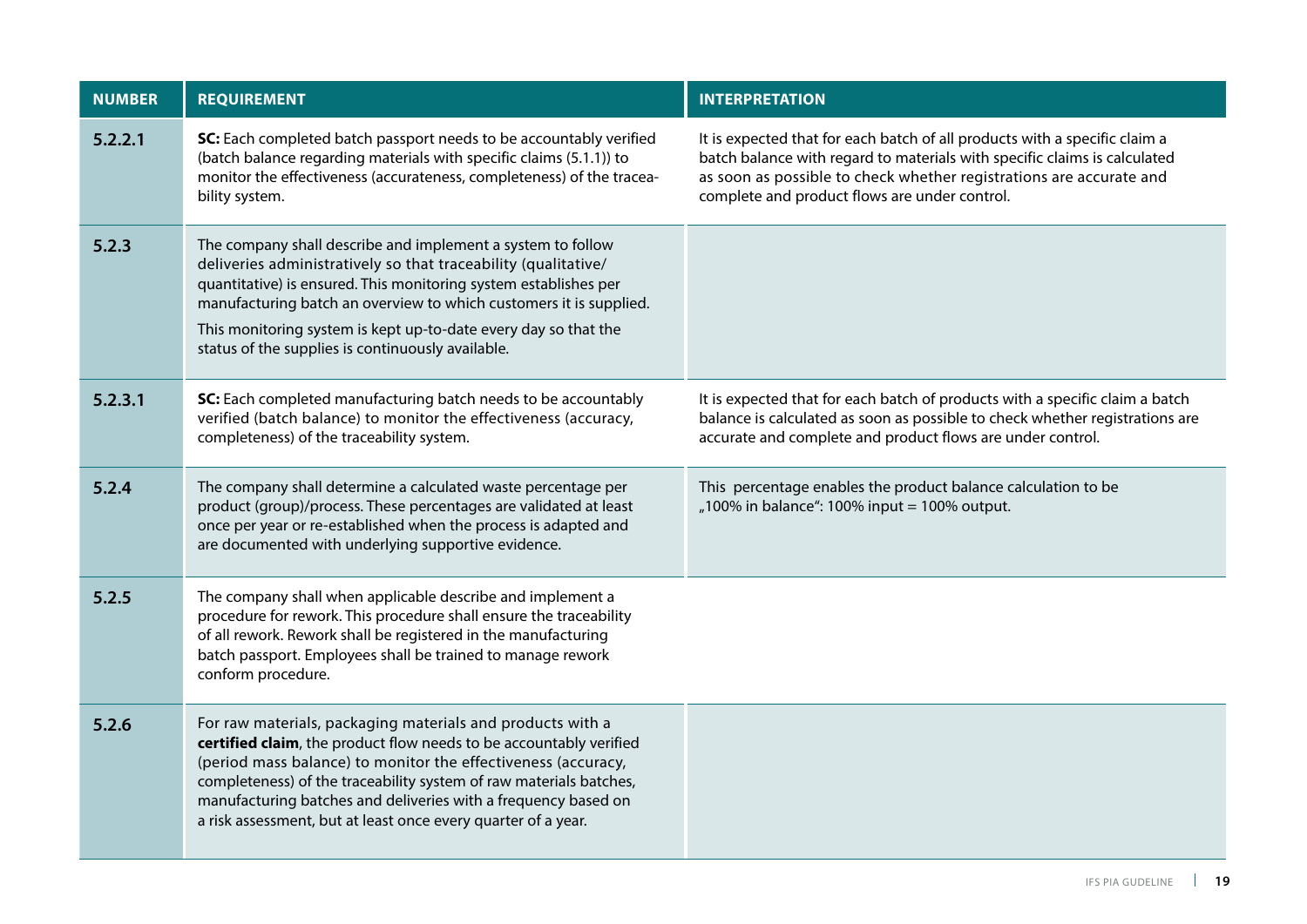| NUMBER | REQUIREMENT | INTERPRETATION |
|---|---|---|
| 5.2.2.1 | **SC:** Each completed batch passport needs to be accountably verified (batch balance regarding materials with specific claims (5.1.1)) to monitor the effectiveness (accurateness, completeness) of the traceability system. | It is expected that for each batch of all products with a specific claim a batch balance with regard to materials with specific claims is calculated as soon as possible to check whether registrations are accurate and complete and product flows are under control. |
| 5.2.3 | The company shall describe and implement a system to follow deliveries administratively so that traceability (qualitative/ quantitative) is ensured. This monitoring system establishes per manufacturing batch an overview to which customers it is supplied.<br>This monitoring system is kept up-to-date every day so that the status of the supplies is continuously available. | |
| 5.2.3.1 | **SC:** Each completed manufacturing batch needs to be accountably verified (batch balance) to monitor the effectiveness (accuracy, completeness) of the traceability system. | It is expected that for each batch of products with a specific claim a batch balance is calculated as soon as possible to check whether registrations are accurate and complete and product flows are under control. |
| 5.2.4 | The company shall determine a calculated waste percentage per product (group)/process. These percentages are validated at least once per year or re-established when the process is adapted and are documented with underlying supportive evidence. | This percentage enables the product balance calculation to be „100% in balance": 100% input = 100% output. |
| 5.2.5 | The company shall when applicable describe and implement a procedure for rework. This procedure shall ensure the traceability of all rework. Rework shall be registered in the manufacturing batch passport. Employees shall be trained to manage rework conform procedure. | |
| 5.2.6 | For raw materials, packaging materials and products with a **certified claim**, the product flow needs to be accountably verified (period mass balance) to monitor the effectiveness (accuracy, completeness) of the traceability system of raw materials batches, manufacturing batches and deliveries with a frequency based on a risk assessment, but at least once every quarter of a year. | |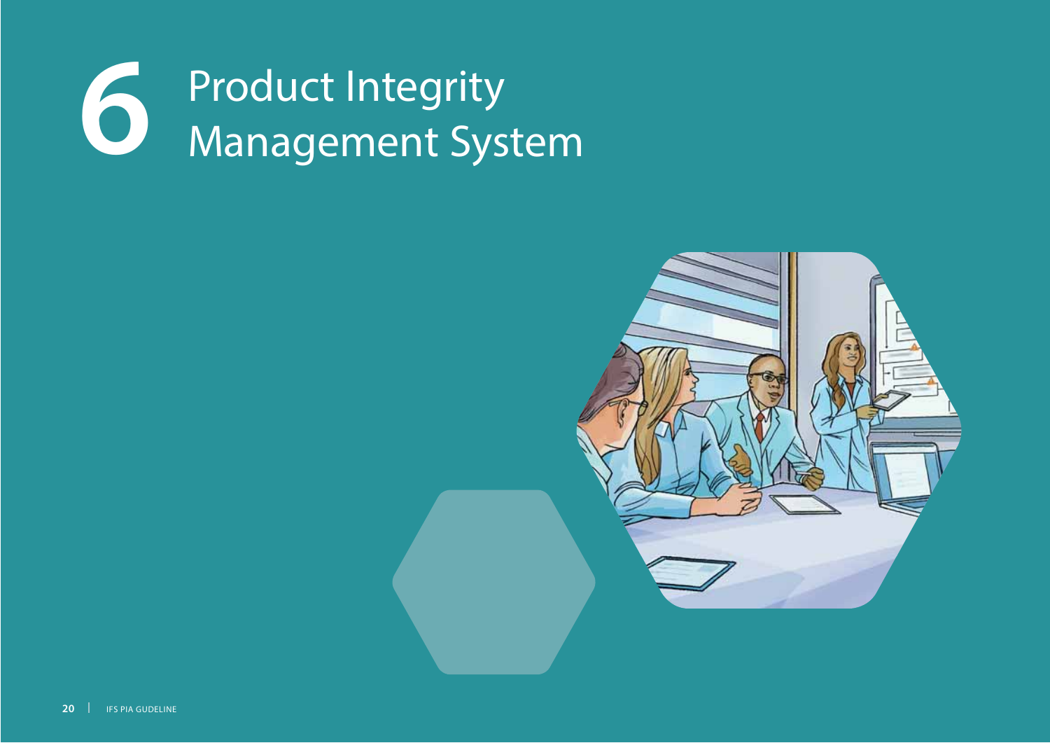# 6 Product Integrity Management System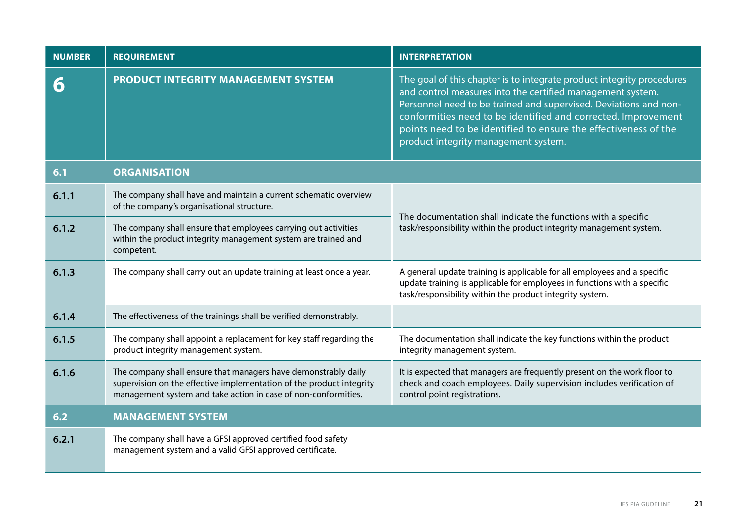| NUMBER | REQUIREMENT | INTERPRETATION |
|---|---|---|
| **6** | **PRODUCT INTEGRITY MANAGEMENT SYSTEM** | The goal of this chapter is to integrate product integrity procedures and control measures into the certified management system. Personnel need to be trained and supervised. Deviations and non-conformities need to be identified and corrected. Improvement points need to be identified to ensure the effectiveness of the product integrity management system. |
| **6.1** | **ORGANISATION** | |
| **6.1.1** | The company shall have and maintain a current schematic overview of the company's organisational structure. | The documentation shall indicate the functions with a specific task/responsibility within the product integrity management system. |
| **6.1.2** | The company shall ensure that employees carrying out activities within the product integrity management system are trained and competent. | |
| **6.1.3** | The company shall carry out an update training at least once a year. | A general update training is applicable for all employees and a specific update training is applicable for employees in functions with a specific task/responsibility within the product integrity system. |
| **6.1.4** | The effectiveness of the trainings shall be verified demonstrably. | |
| **6.1.5** | The company shall appoint a replacement for key staff regarding the product integrity management system. | The documentation shall indicate the key functions within the product integrity management system. |
| **6.1.6** | The company shall ensure that managers have demonstrably daily supervision on the effective implementation of the product integrity management system and take action in case of non-conformities. | It is expected that managers are frequently present on the work floor to check and coach employees. Daily supervision includes verification of control point registrations. |
| **6.2** | **MANAGEMENT SYSTEM** | |
| **6.2.1** | The company shall have a GFSI approved certified food safety management system and a valid GFSI approved certificate. | |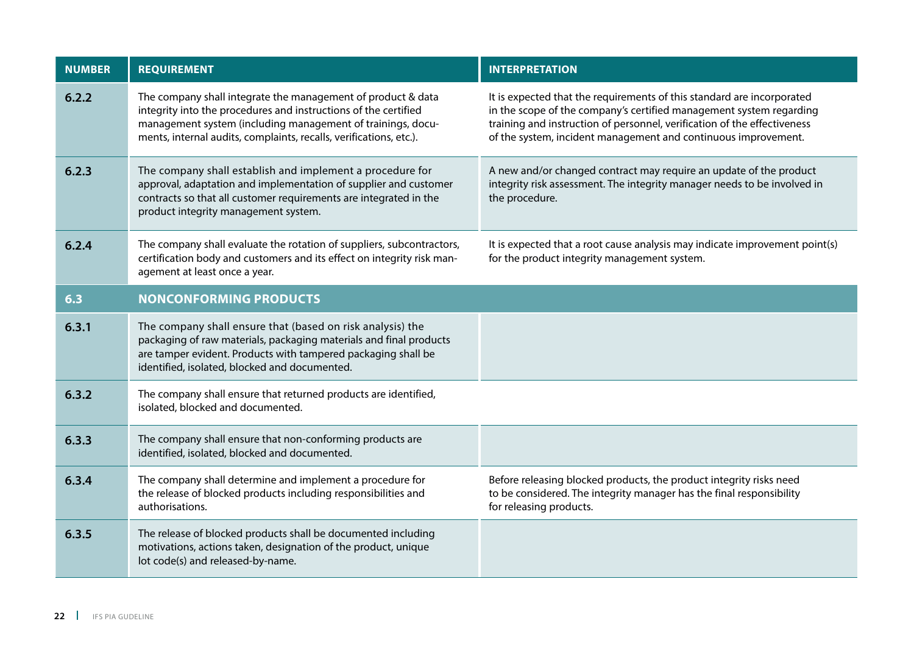| NUMBER | REQUIREMENT | INTERPRETATION |
|---|---|---|
| 6.2.2 | The company shall integrate the management of product & data integrity into the procedures and instructions of the certified management system (including management of trainings, documents, internal audits, complaints, recalls, verifications, etc.). | It is expected that the requirements of this standard are incorporated in the scope of the company's certified management system regarding training and instruction of personnel, verification of the effectiveness of the system, incident management and continuous improvement. |
| 6.2.3 | The company shall establish and implement a procedure for approval, adaptation and implementation of supplier and customer contracts so that all customer requirements are integrated in the product integrity management system. | A new and/or changed contract may require an update of the product integrity risk assessment. The integrity manager needs to be involved in the procedure. |
| 6.2.4 | The company shall evaluate the rotation of suppliers, subcontractors, certification body and customers and its effect on integrity risk management at least once a year. | It is expected that a root cause analysis may indicate improvement point(s) for the product integrity management system. |
| **6.3** | **NONCONFORMING PRODUCTS** | |
| 6.3.1 | The company shall ensure that (based on risk analysis) the packaging of raw materials, packaging materials and final products are tamper evident. Products with tampered packaging shall be identified, isolated, blocked and documented. | |
| 6.3.2 | The company shall ensure that returned products are identified, isolated, blocked and documented. | |
| 6.3.3 | The company shall ensure that non-conforming products are identified, isolated, blocked and documented. | |
| 6.3.4 | The company shall determine and implement a procedure for the release of blocked products including responsibilities and authorisations. | Before releasing blocked products, the product integrity risks need to be considered. The integrity manager has the final responsibility for releasing products. |
| 6.3.5 | The release of blocked products shall be documented including motivations, actions taken, designation of the product, unique lot code(s) and released-by-name. | |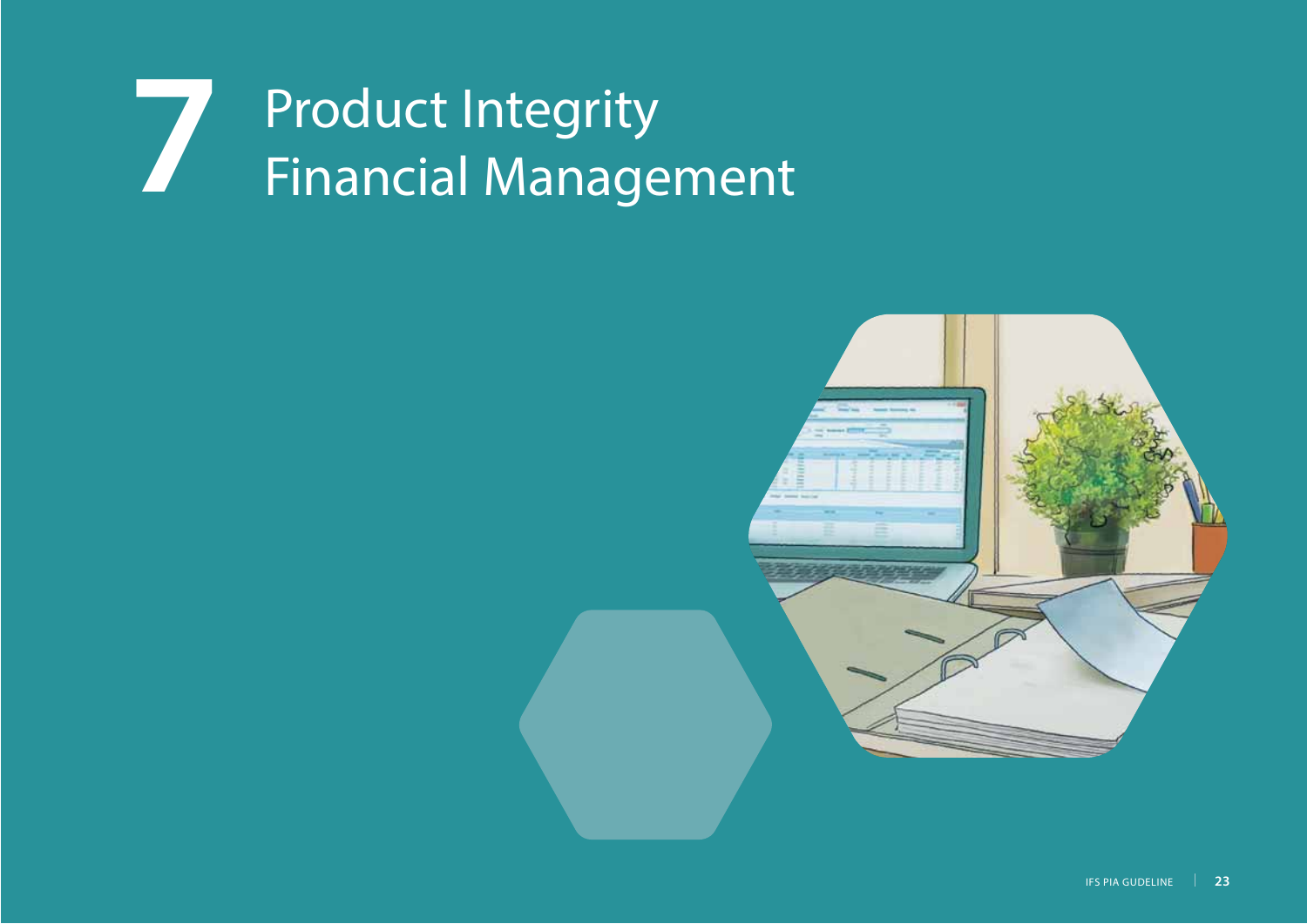# 7 Product Integrity Financial Management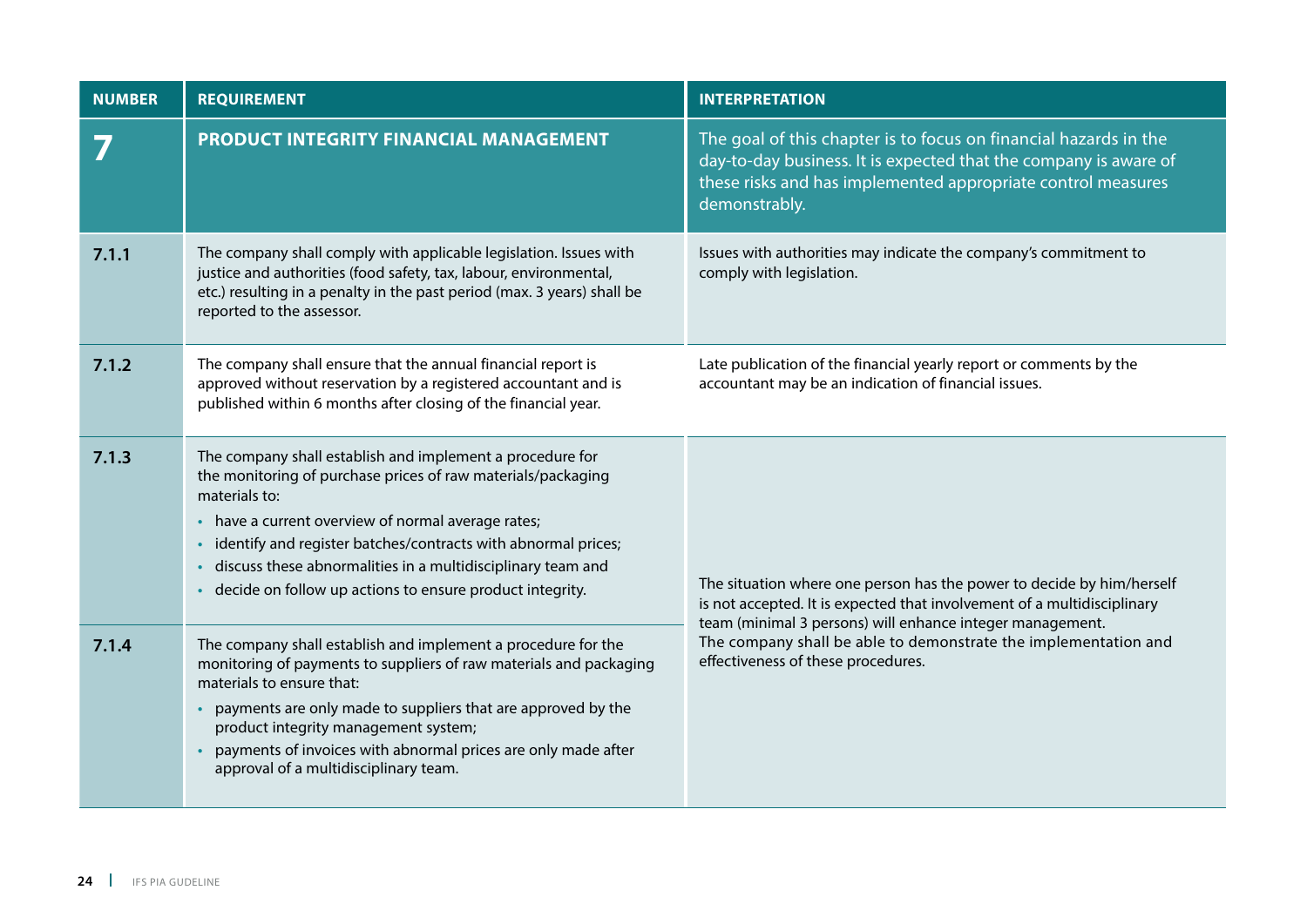| NUMBER | REQUIREMENT | INTERPRETATION |
|---|---|---|
| **7** | **PRODUCT INTEGRITY FINANCIAL MANAGEMENT** | The goal of this chapter is to focus on financial hazards in the day-to-day business. It is expected that the company is aware of these risks and has implemented appropriate control measures demonstrably. |
| **7.1.1** | The company shall comply with applicable legislation. Issues with justice and authorities (food safety, tax, labour, environmental, etc.) resulting in a penalty in the past period (max. 3 years) shall be reported to the assessor. | Issues with authorities may indicate the company's commitment to comply with legislation. |
| **7.1.2** | The company shall ensure that the annual financial report is approved without reservation by a registered accountant and is published within 6 months after closing of the financial year. | Late publication of the financial yearly report or comments by the accountant may be an indication of financial issues. |
| **7.1.3** | The company shall establish and implement a procedure for the monitoring of purchase prices of raw materials/packaging materials to:<br>• have a current overview of normal average rates;<br>• identify and register batches/contracts with abnormal prices;<br>• discuss these abnormalities in a multidisciplinary team and<br>• decide on follow up actions to ensure product integrity. | The situation where one person has the power to decide by him/herself is not accepted. It is expected that involvement of a multidisciplinary team (minimal 3 persons) will enhance integer management.<br>The company shall be able to demonstrate the implementation and effectiveness of these procedures. |
| **7.1.4** | The company shall establish and implement a procedure for the monitoring of payments to suppliers of raw materials and packaging materials to ensure that:<br>• payments are only made to suppliers that are approved by the product integrity management system;<br>• payments of invoices with abnormal prices are only made after approval of a multidisciplinary team. | |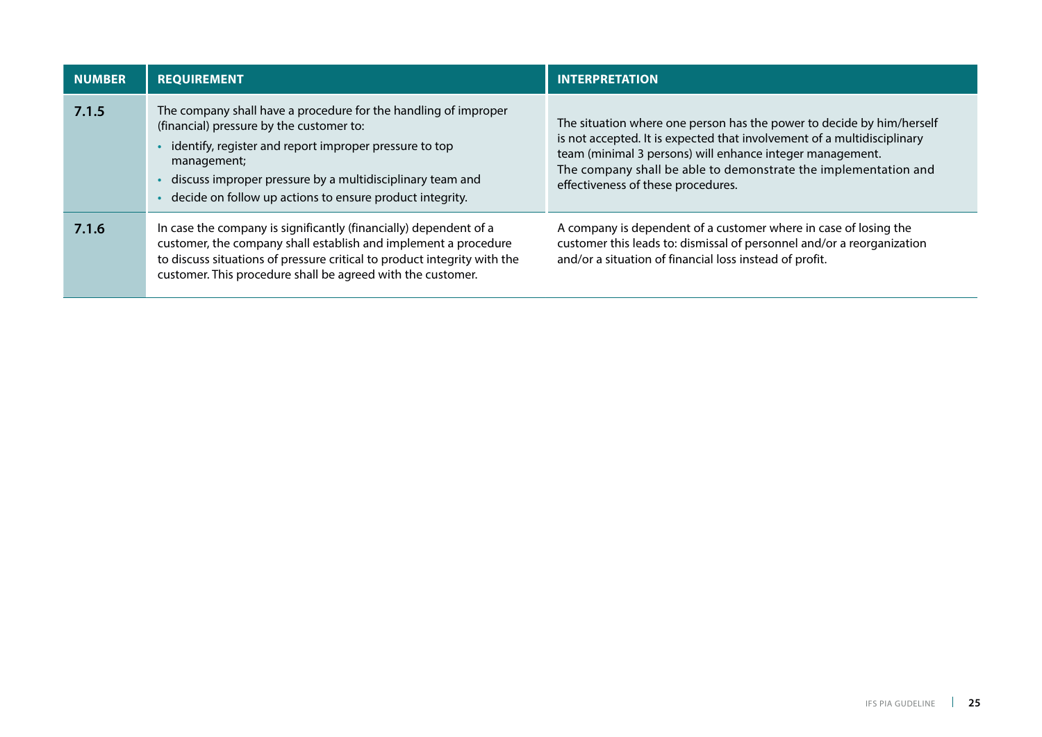| NUMBER | REQUIREMENT | INTERPRETATION |
|---|---|---|
| **7.1.5** | The company shall have a procedure for the handling of improper (financial) pressure by the customer to:<br>• identify, register and report improper pressure to top management;<br>• discuss improper pressure by a multidisciplinary team and<br>• decide on follow up actions to ensure product integrity. | The situation where one person has the power to decide by him/herself is not accepted. It is expected that involvement of a multidisciplinary team (minimal 3 persons) will enhance integer management.<br>The company shall be able to demonstrate the implementation and effectiveness of these procedures. |
| **7.1.6** | In case the company is significantly (financially) dependent of a customer, the company shall establish and implement a procedure to discuss situations of pressure critical to product integrity with the customer. This procedure shall be agreed with the customer. | A company is dependent of a customer where in case of losing the customer this leads to: dismissal of personnel and/or a reorganization and/or a situation of financial loss instead of profit. |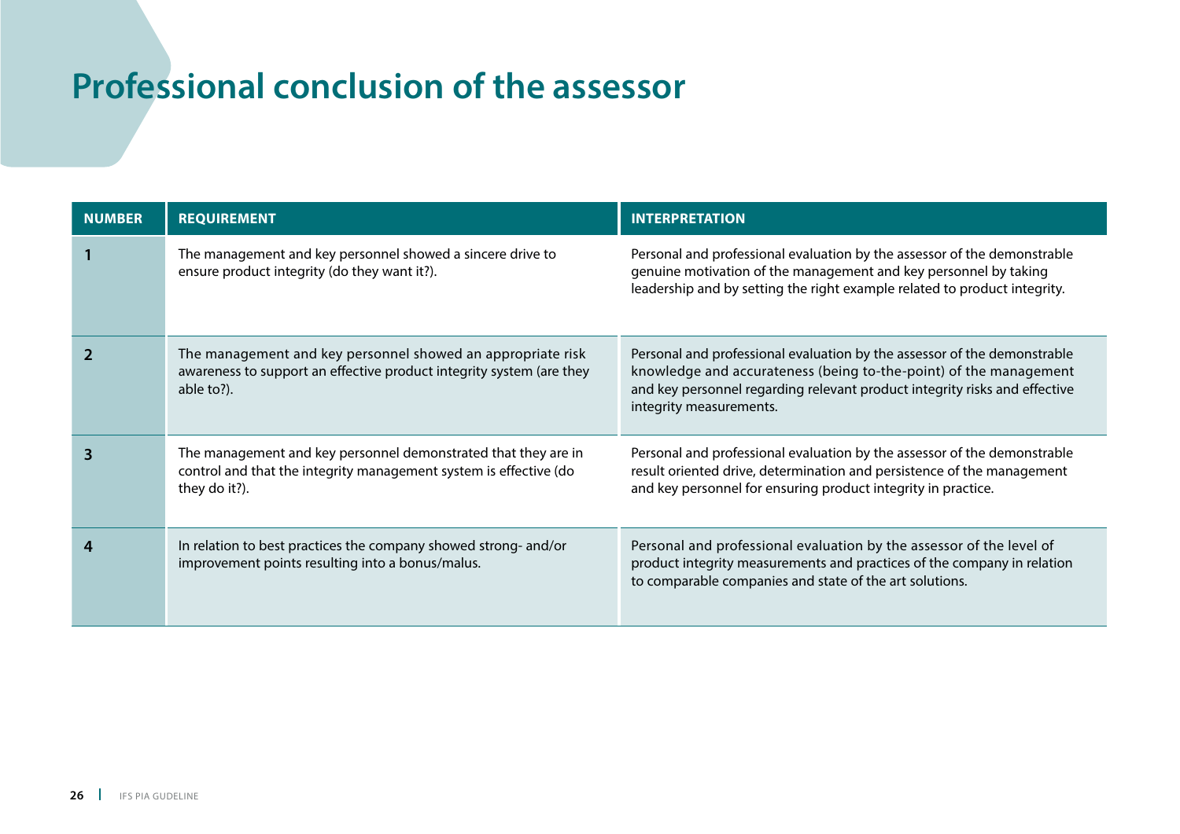# Professional conclusion of the assessor

| NUMBER | REQUIREMENT | INTERPRETATION |
|---|---|---|
| 1 | The management and key personnel showed a sincere drive to ensure product integrity (do they want it?). | Personal and professional evaluation by the assessor of the demonstrable genuine motivation of the management and key personnel by taking leadership and by setting the right example related to product integrity. |
| 2 | The management and key personnel showed an appropriate risk awareness to support an effective product integrity system (are they able to?). | Personal and professional evaluation by the assessor of the demonstrable knowledge and accurateness (being to-the-point) of the management and key personnel regarding relevant product integrity risks and effective integrity measurements. |
| 3 | The management and key personnel demonstrated that they are in control and that the integrity management system is effective (do they do it?). | Personal and professional evaluation by the assessor of the demonstrable result oriented drive, determination and persistence of the management and key personnel for ensuring product integrity in practice. |
| 4 | In relation to best practices the company showed strong- and/or improvement points resulting into a bonus/malus. | Personal and professional evaluation by the assessor of the level of product integrity measurements and practices of the company in relation to comparable companies and state of the art solutions. |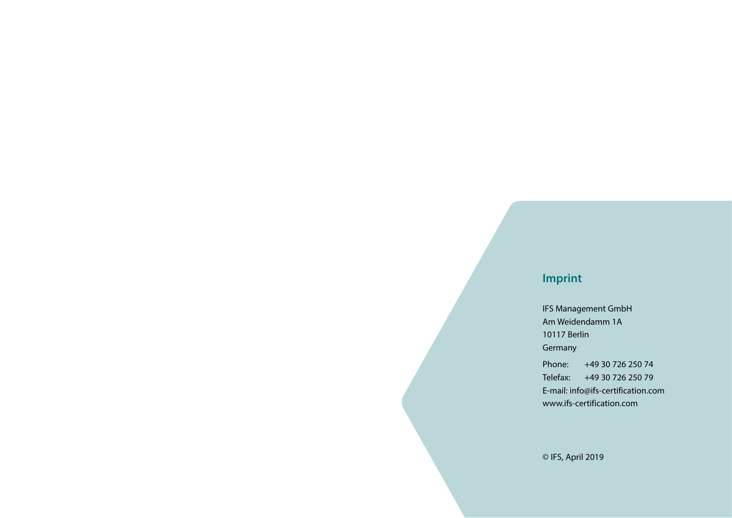## Imprint

IFS Management GmbH
Am Weidendamm 1A
10117 Berlin
Germany

Phone: +49 30 726 250 74
Telefax: +49 30 726 250 79
E-mail: info@ifs-certification.com
www.ifs-certification.com

© IFS, April 2019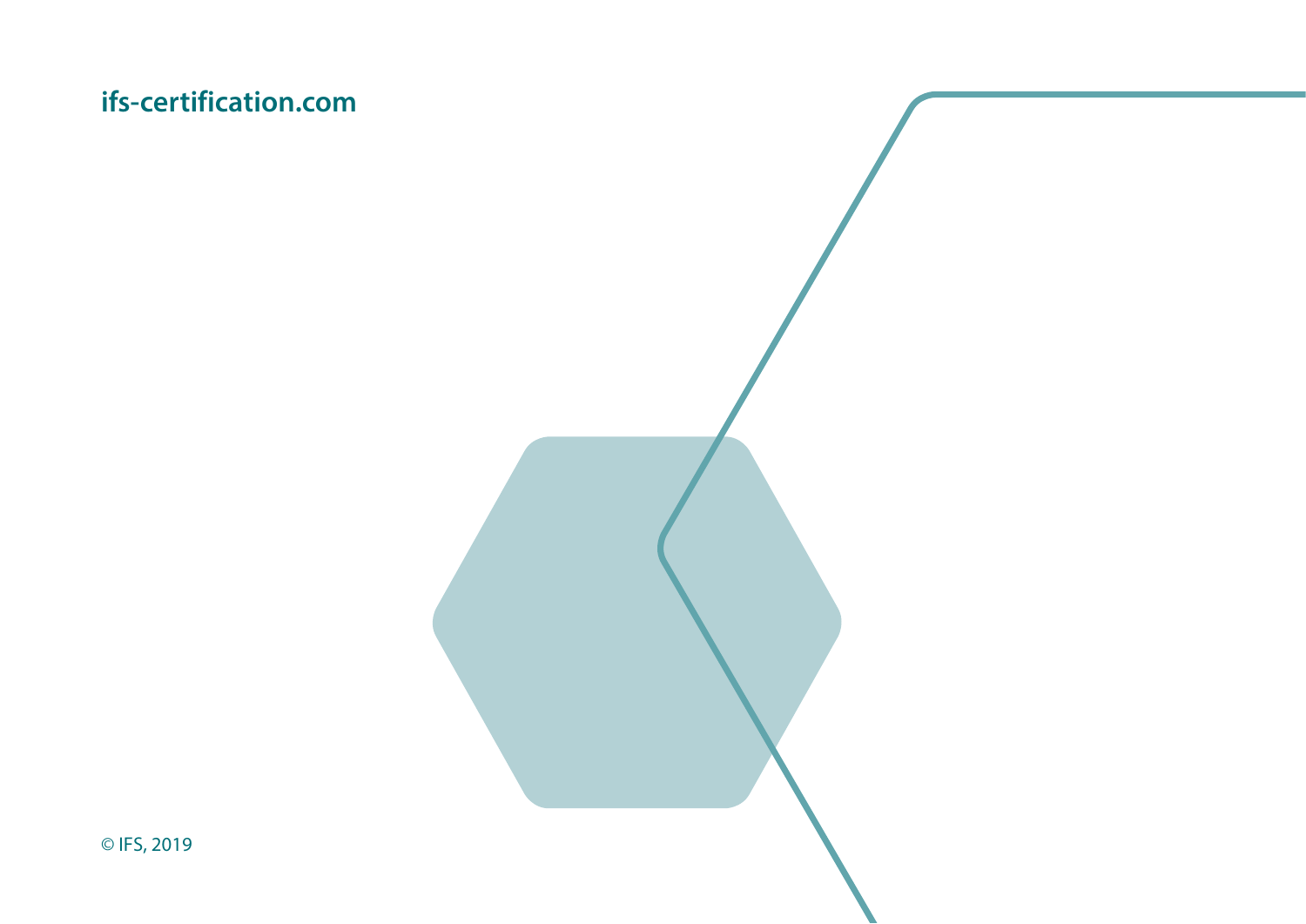**ifs-certification.com**

© IFS, 2019